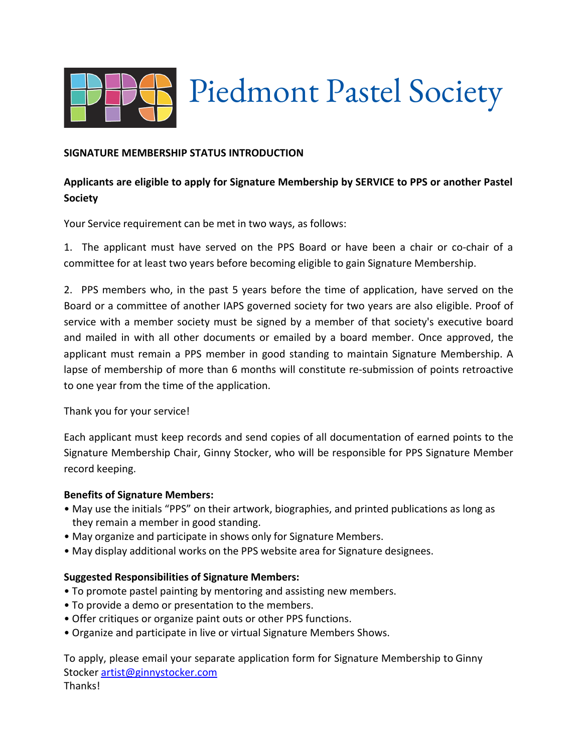# Piedmont Pastel Society

**SIGNATURE MEMBERSHIP STATUS INTRODUCTION**

**Applicants are eligible to apply for Signature Membership by SERVICE to PPS or another Pastel Society**

Your Service requirement can be met in two ways, as follows:

1. The applicant must have served on the PPS Board or have been a chair or co-chair of a committee for at least two years before becoming eligible to gain Signature Membership.

2. PPS members who, in the past 5 years before the time of application, have served on the Board or a committee of another IAPS governed society for two years are also eligible. Proof of service with a member society must be signed by a member of that society's executive board and mailed in with all other documents or emailed by a board member. Once approved, the applicant must remain a PPS member in good standing to maintain Signature Membership. A lapse of membership of more than 6 months will constitute re-submission of points retroactive to one year from the time of the application.

Thank you for your service!

Each applicant must keep records and send copies of all documentation of earned points to the Signature Membership Chair, Ginny Stocker, who will be responsible for PPS Signature Member record keeping.

**Benefits of Signature Members:**

- May use the initials "PPS" on their artwork, biographies, and printed publications as long as they remain a member in good standing.
- May organize and participate in shows only for Signature Members.
- May display additional works on the PPS website area for Signature designees.

**Suggested Responsibilities of Signature Members:**

- To promote pastel painting by mentoring and assisting new members.
- To provide a demo or presentation to the members.
- Offer critiques or organize paint outs or other PPS functions.
- Organize and participate in live or virtual Signature Members Shows.

To apply, please email your separate application form for Signature Membership to Ginny Stocker artist@ginnystocker.com
Thanks!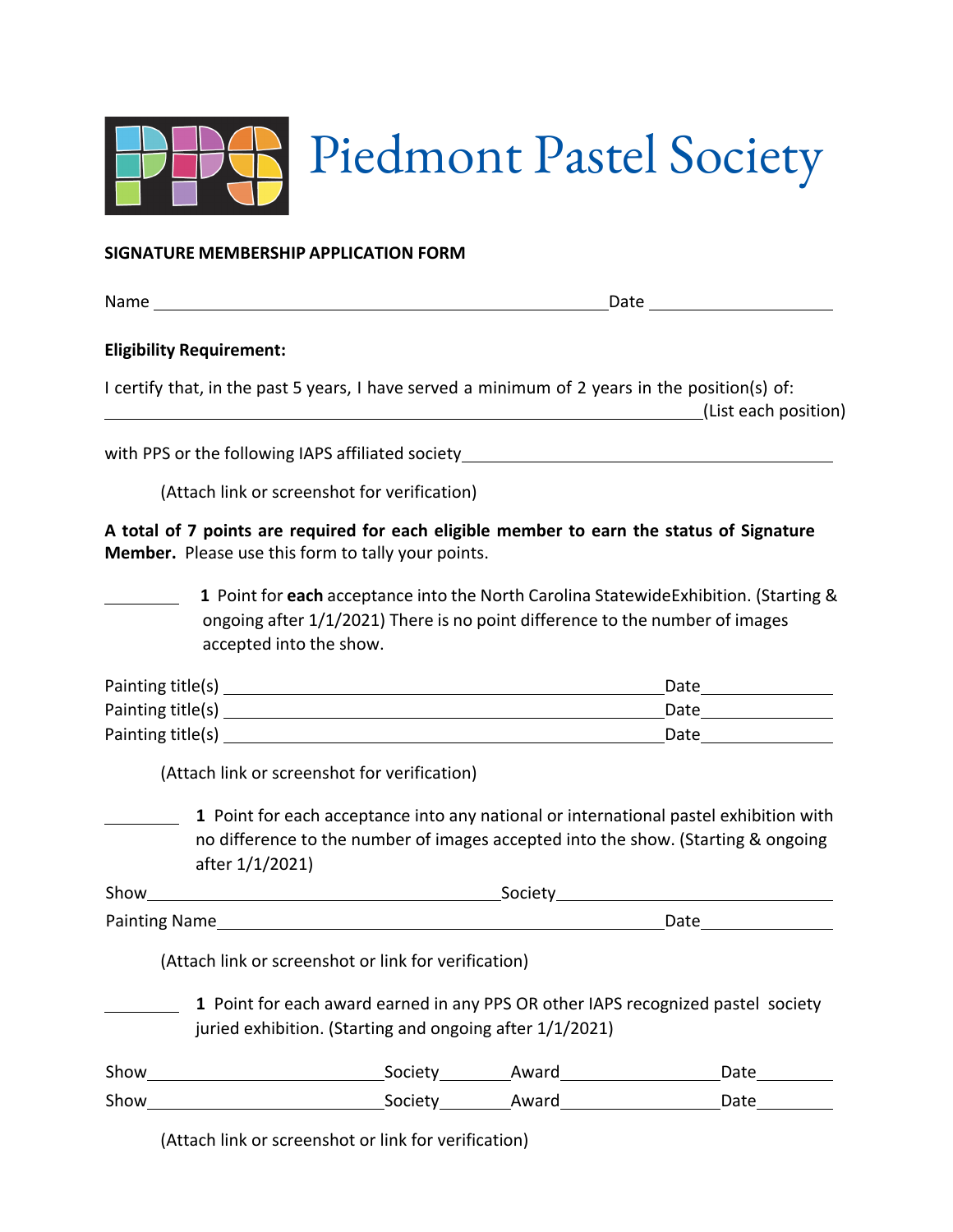# Piedmont Pastel Society

**SIGNATURE MEMBERSHIP APPLICATION FORM**

Name ______________________________________________ Date ____________________

**Eligibility Requirement:**

I certify that, in the past 5 years, I have served a minimum of 2 years in the position(s) of:
______________________________________________________________(List each position)

with PPS or the following IAPS affiliated society ________________________________________

(Attach link or screenshot for verification)

**A total of 7 points are required for each eligible member to earn the status of Signature Member.** Please use this form to tally your points.

_________ **1** Point for **each** acceptance into the North Carolina StatewideExhibition. (Starting & ongoing after 1/1/2021) There is no point difference to the number of images accepted into the show.

Painting title(s) ______________________________________________ Date______________
Painting title(s) ______________________________________________ Date______________
Painting title(s) ______________________________________________ Date______________

(Attach link or screenshot for verification)

_________ **1** Point for each acceptance into any national or international pastel exhibition with no difference to the number of images accepted into the show. (Starting & ongoing after 1/1/2021)

Show______________________________________ Society______________________________
Painting Name__________________________________________________ Date______________

(Attach link or screenshot or link for verification)

_________ **1** Point for each award earned in any PPS OR other IAPS recognized pastel society juried exhibition. (Starting and ongoing after 1/1/2021)

Show__________________________ Society________ Award__________________ Date_________
Show__________________________ Society________ Award__________________ Date_________

(Attach link or screenshot or link for verification)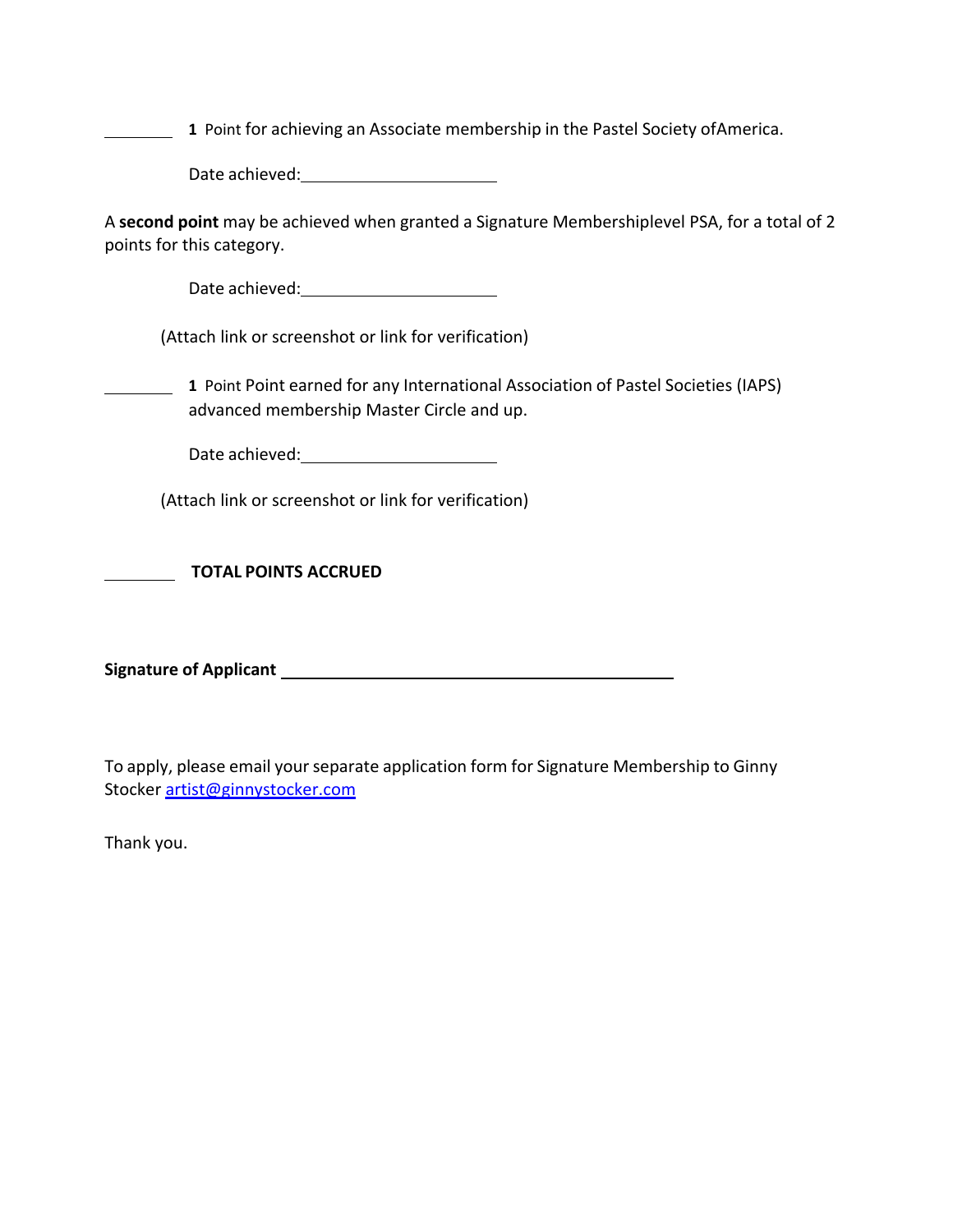\_\_\_\_\_\_\_\_ **1** Point for achieving an Associate membership in the Pastel Society ofAmerica.

Date achieved: \_\_\_\_\_\_\_\_\_\_\_\_\_\_\_\_\_\_\_\_\_\_

A **second point** may be achieved when granted a Signature Membershiplevel PSA, for a total of 2 points for this category.

Date achieved: \_\_\_\_\_\_\_\_\_\_\_\_\_\_\_\_\_\_\_\_\_\_

(Attach link or screenshot or link for verification)

\_\_\_\_\_\_\_\_ **1** Point Point earned for any International Association of Pastel Societies (IAPS) advanced membership Master Circle and up.

Date achieved: \_\_\_\_\_\_\_\_\_\_\_\_\_\_\_\_\_\_\_\_\_\_

(Attach link or screenshot or link for verification)

\_\_\_\_\_\_\_\_ **TOTAL POINTS ACCRUED**

**Signature of Applicant** \_\_\_\_\_\_\_\_\_\_\_\_\_\_\_\_\_\_\_\_\_\_\_\_\_\_\_\_\_\_\_\_\_\_\_\_\_\_\_\_\_\_\_\_

To apply, please email your separate application form for Signature Membership to Ginny Stocker artist@ginnystocker.com

Thank you.